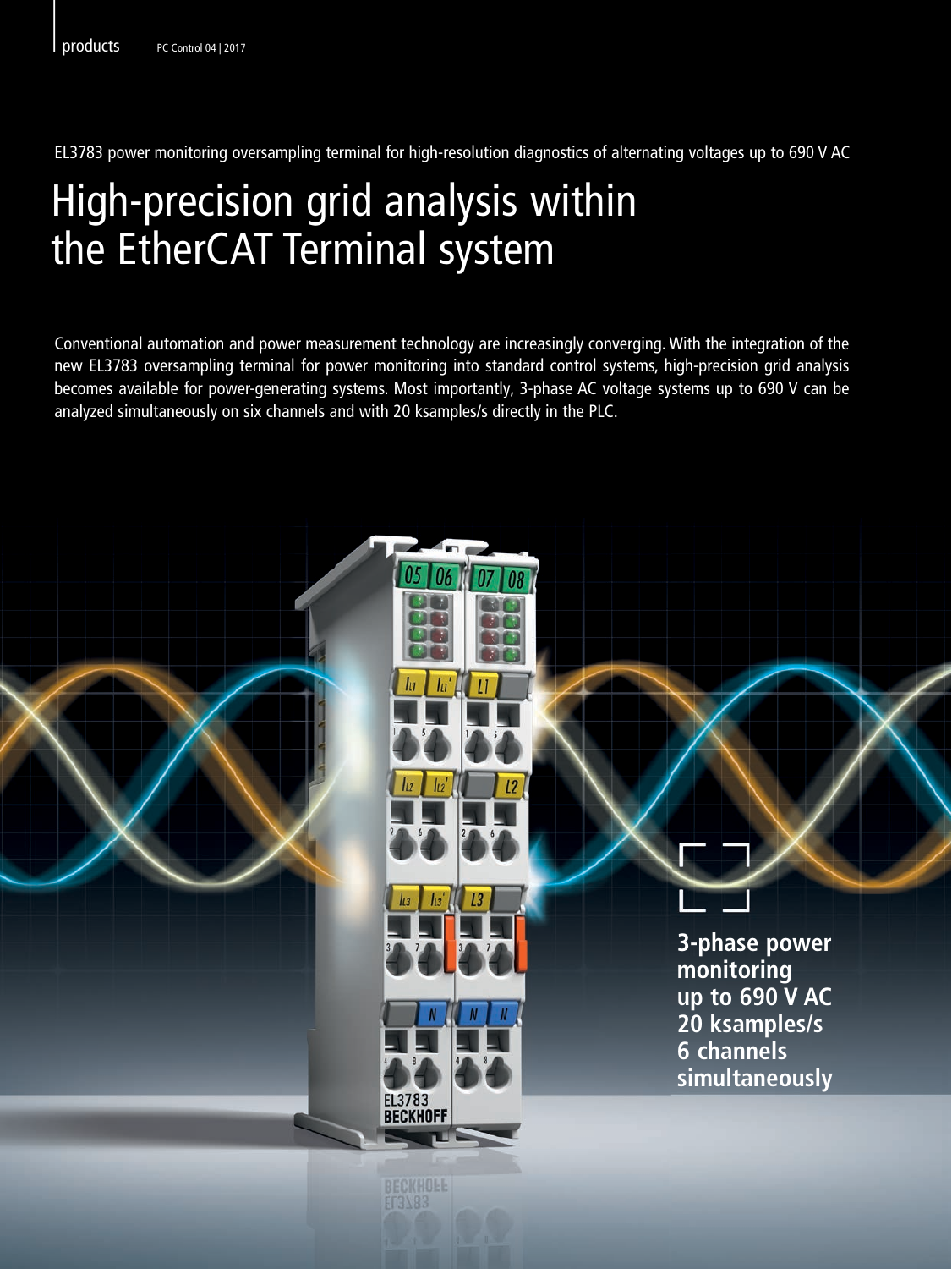EL3783 power monitoring oversampling terminal for high-resolution diagnostics of alternating voltages up to 690 V AC

# High-precision grid analysis within the EtherCAT Terminal system

Conventional automation and power measurement technology are increasingly converging. With the integration of the new EL3783 oversampling terminal for power monitoring into standard control systems, high-precision grid analysis becomes available for power-generating systems. Most importantly, 3-phase AC voltage systems up to 690 V can be analyzed simultaneously on six channels and with 20 ksamples/s directly in the PLC.

**3-phase power monitoring up to 690 V AC 20 ksamples/s 6 channels simultaneously**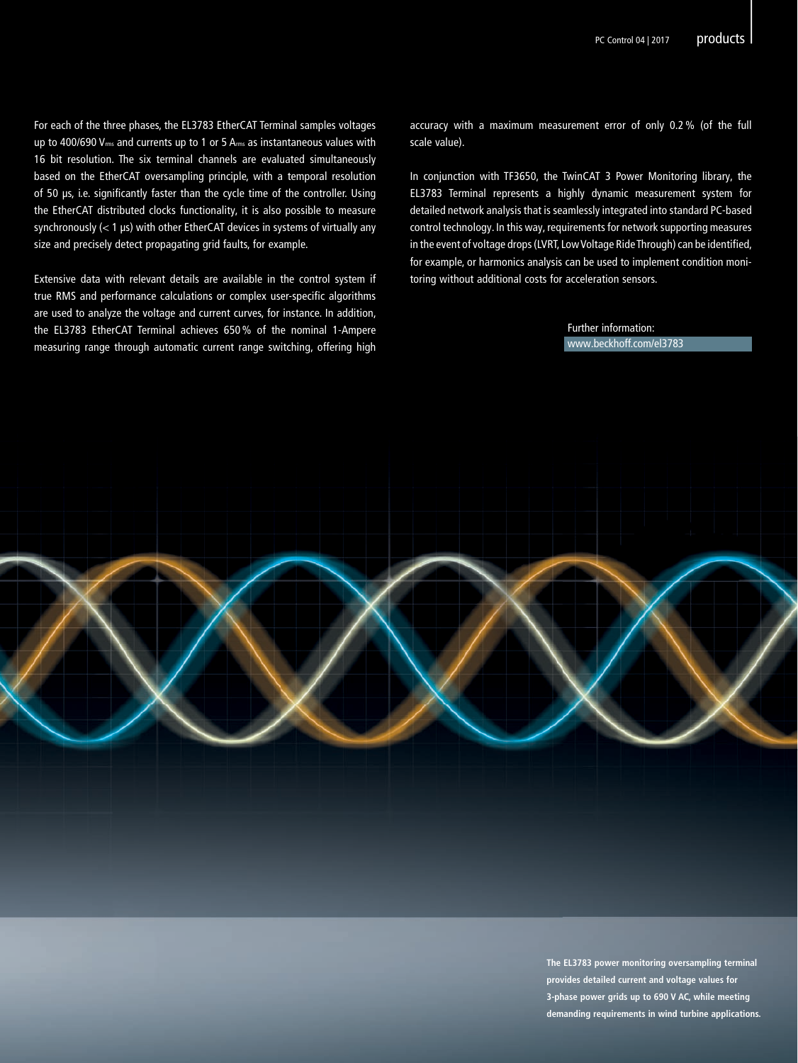For each of the three phases, the EL3783 EtherCAT Terminal samples voltages up to 400/690 $V_{rms}$ and currents up to 1 or 5 $A_{rms}$ as instantaneous values with 16 bit resolution. The six terminal channels are evaluated simultaneously based on the EtherCAT oversampling principle, with a temporal resolution of 50 µs, i.e. significantly faster than the cycle time of the controller. Using the EtherCAT distributed clocks functionality, it is also possible to measure synchronously (< 1 µs) with other EtherCAT devices in systems of virtually any size and precisely detect propagating grid faults, for example.

Extensive data with relevant details are available in the control system if true RMS and performance calculations or complex user-specific algorithms are used to analyze the voltage and current curves, for instance. In addition, the EL3783 EtherCAT Terminal achieves 650 % of the nominal 1-Ampere measuring range through automatic current range switching, offering high accuracy with a maximum measurement error of only 0.2 % (of the full scale value).

In conjunction with TF3650, the TwinCAT 3 Power Monitoring library, the EL3783 Terminal represents a highly dynamic measurement system for detailed network analysis that is seamlessly integrated into standard PC-based control technology. In this way, requirements for network supporting measures in the event of voltage drops (LVRT, Low Voltage Ride Through) can be identified, for example, or harmonics analysis can be used to implement condition monitoring without additional costs for acceleration sensors.

Further information:
www.beckhoff.com/el3783

**The EL3783 power monitoring oversampling terminal provides detailed current and voltage values for 3-phase power grids up to 690 V AC, while meeting demanding requirements in wind turbine applications.**